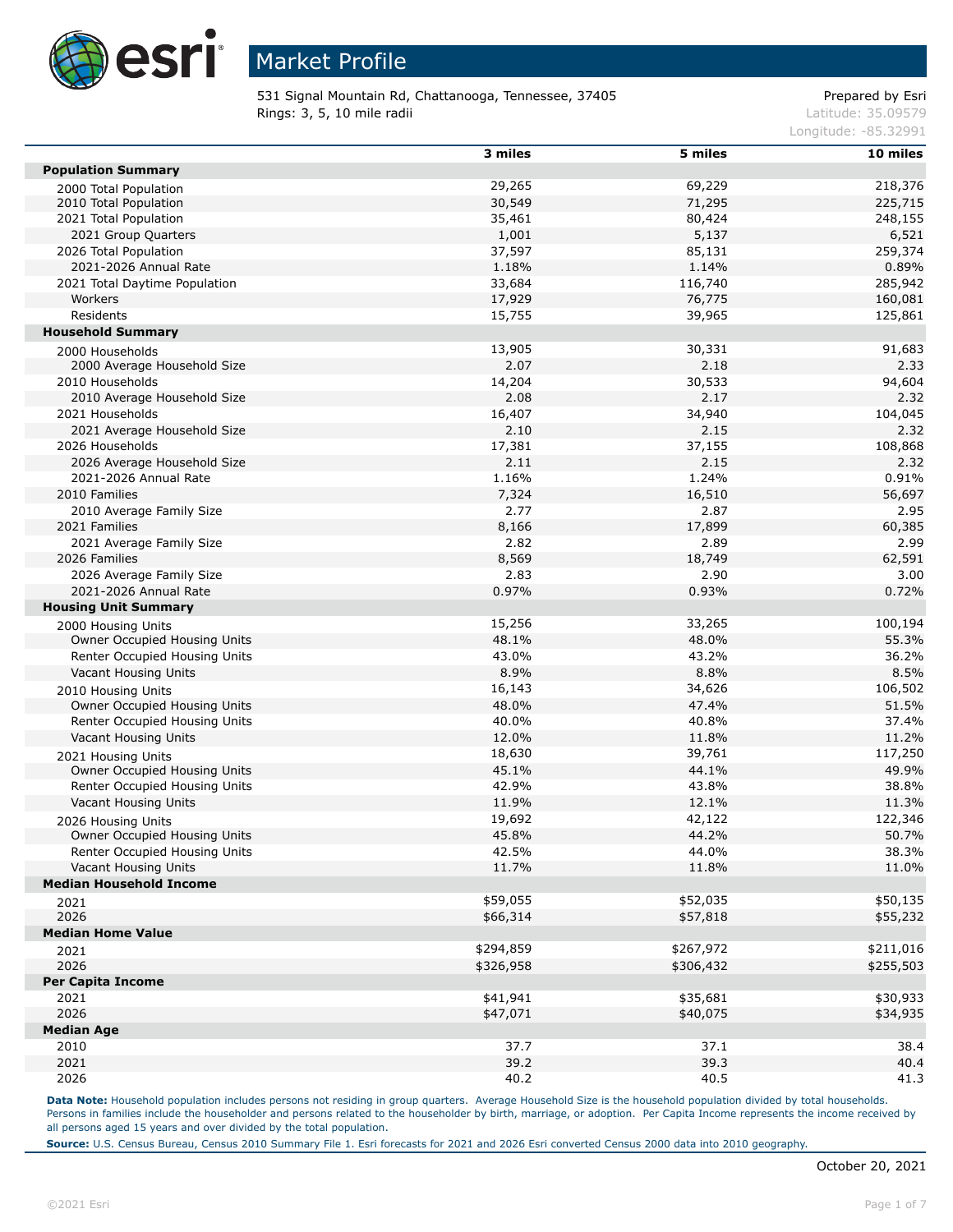# Market Profile

531 Signal Mountain Rd, Chattanooga, Tennessee, 37405
Rings: 3, 5, 10 mile radii

Prepared by Esri
Latitude: 35.09579
Longitude: -85.32991

| | 3 miles | 5 miles | 10 miles |
|---|---|---|---|
| **Population Summary** | | | |
| 2000 Total Population | 29,265 | 69,229 | 218,376 |
| 2010 Total Population | 30,549 | 71,295 | 225,715 |
| 2021 Total Population | 35,461 | 80,424 | 248,155 |
| 2021 Group Quarters | 1,001 | 5,137 | 6,521 |
| 2026 Total Population | 37,597 | 85,131 | 259,374 |
| 2021-2026 Annual Rate | 1.18% | 1.14% | 0.89% |
| 2021 Total Daytime Population | 33,684 | 116,740 | 285,942 |
| Workers | 17,929 | 76,775 | 160,081 |
| Residents | 15,755 | 39,965 | 125,861 |
| **Household Summary** | | | |
| 2000 Households | 13,905 | 30,331 | 91,683 |
| 2000 Average Household Size | 2.07 | 2.18 | 2.33 |
| 2010 Households | 14,204 | 30,533 | 94,604 |
| 2010 Average Household Size | 2.08 | 2.17 | 2.32 |
| 2021 Households | 16,407 | 34,940 | 104,045 |
| 2021 Average Household Size | 2.10 | 2.15 | 2.32 |
| 2026 Households | 17,381 | 37,155 | 108,868 |
| 2026 Average Household Size | 2.11 | 2.15 | 2.32 |
| 2021-2026 Annual Rate | 1.16% | 1.24% | 0.91% |
| 2010 Families | 7,324 | 16,510 | 56,697 |
| 2010 Average Family Size | 2.77 | 2.87 | 2.95 |
| 2021 Families | 8,166 | 17,899 | 60,385 |
| 2021 Average Family Size | 2.82 | 2.89 | 2.99 |
| 2026 Families | 8,569 | 18,749 | 62,591 |
| 2026 Average Family Size | 2.83 | 2.90 | 3.00 |
| 2021-2026 Annual Rate | 0.97% | 0.93% | 0.72% |
| **Housing Unit Summary** | | | |
| 2000 Housing Units | 15,256 | 33,265 | 100,194 |
| Owner Occupied Housing Units | 48.1% | 48.0% | 55.3% |
| Renter Occupied Housing Units | 43.0% | 43.2% | 36.2% |
| Vacant Housing Units | 8.9% | 8.8% | 8.5% |
| 2010 Housing Units | 16,143 | 34,626 | 106,502 |
| Owner Occupied Housing Units | 48.0% | 47.4% | 51.5% |
| Renter Occupied Housing Units | 40.0% | 40.8% | 37.4% |
| Vacant Housing Units | 12.0% | 11.8% | 11.2% |
| 2021 Housing Units | 18,630 | 39,761 | 117,250 |
| Owner Occupied Housing Units | 45.1% | 44.1% | 49.9% |
| Renter Occupied Housing Units | 42.9% | 43.8% | 38.8% |
| Vacant Housing Units | 11.9% | 12.1% | 11.3% |
| 2026 Housing Units | 19,692 | 42,122 | 122,346 |
| Owner Occupied Housing Units | 45.8% | 44.2% | 50.7% |
| Renter Occupied Housing Units | 42.5% | 44.0% | 38.3% |
| Vacant Housing Units | 11.7% | 11.8% | 11.0% |
| **Median Household Income** | | | |
| 2021 | $59,055 | $52,035 | $50,135 |
| 2026 | $66,314 | $57,818 | $55,232 |
| **Median Home Value** | | | |
| 2021 | $294,859 | $267,972 | $211,016 |
| 2026 | $326,958 | $306,432 | $255,503 |
| **Per Capita Income** | | | |
| 2021 | $41,941 | $35,681 | $30,933 |
| 2026 | $47,071 | $40,075 | $34,935 |
| **Median Age** | | | |
| 2010 | 37.7 | 37.1 | 38.4 |
| 2021 | 39.2 | 39.3 | 40.4 |
| 2026 | 40.2 | 40.5 | 41.3 |

**Data Note:** Household population includes persons not residing in group quarters. Average Household Size is the household population divided by total households. Persons in families include the householder and persons related to the householder by birth, marriage, or adoption. Per Capita Income represents the income received by all persons aged 15 years and over divided by the total population.

**Source:** U.S. Census Bureau, Census 2010 Summary File 1. Esri forecasts for 2021 and 2026 Esri converted Census 2000 data into 2010 geography.

October 20, 2021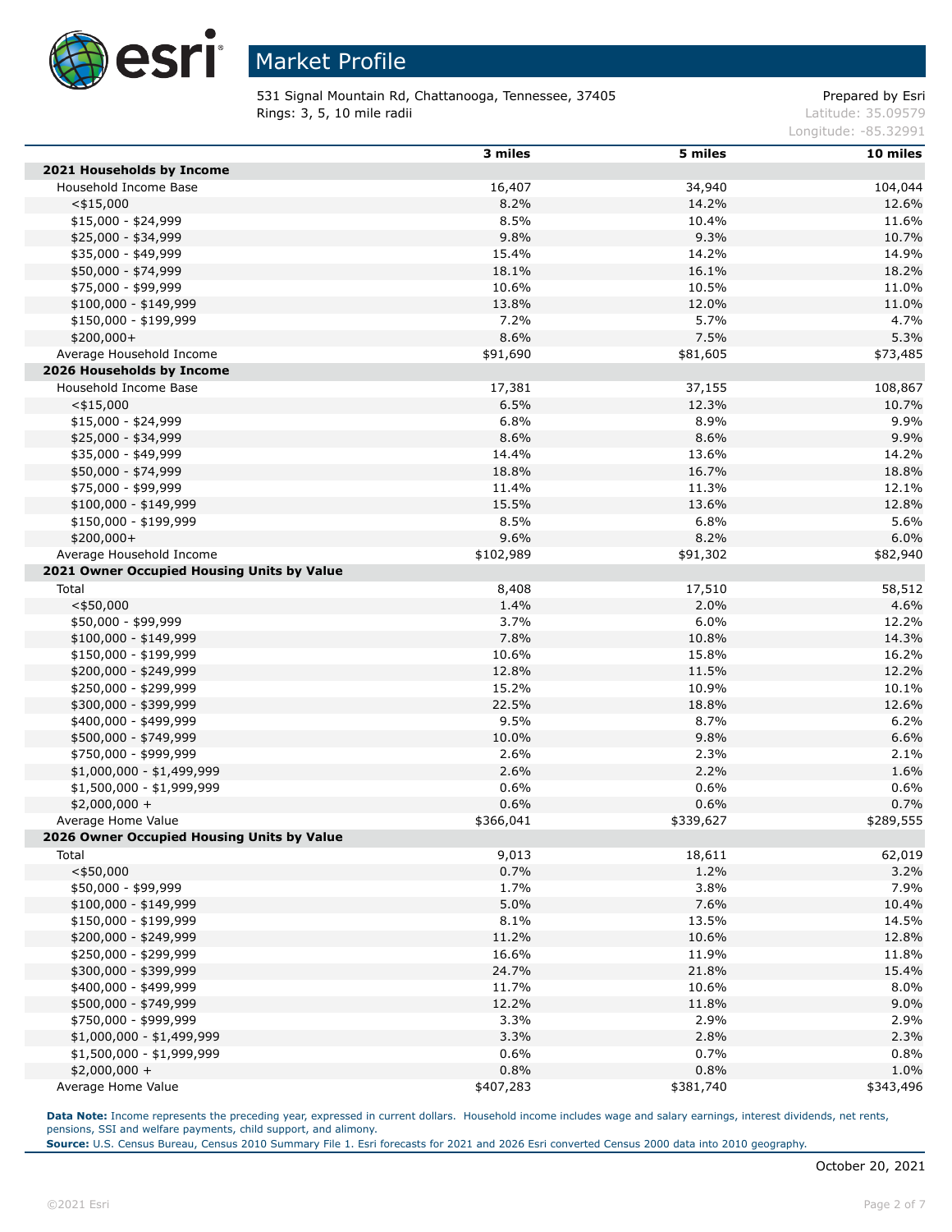# Market Profile

531 Signal Mountain Rd, Chattanooga, Tennessee, 37405
Rings: 3, 5, 10 mile radii

Prepared by Esri
Latitude: 35.09579
Longitude: -85.32991

| | 3 miles | 5 miles | 10 miles |
|---|---|---|---|
| **2021 Households by Income** | | | |
| Household Income Base | 16,407 | 34,940 | 104,044 |
| <$15,000 | 8.2% | 14.2% | 12.6% |
| $15,000 - $24,999 | 8.5% | 10.4% | 11.6% |
| $25,000 - $34,999 | 9.8% | 9.3% | 10.7% |
| $35,000 - $49,999 | 15.4% | 14.2% | 14.9% |
| $50,000 - $74,999 | 18.1% | 16.1% | 18.2% |
| $75,000 - $99,999 | 10.6% | 10.5% | 11.0% |
| $100,000 - $149,999 | 13.8% | 12.0% | 11.0% |
| $150,000 - $199,999 | 7.2% | 5.7% | 4.7% |
| $200,000+ | 8.6% | 7.5% | 5.3% |
| Average Household Income | $91,690 | $81,605 | $73,485 |
| **2026 Households by Income** | | | |
| Household Income Base | 17,381 | 37,155 | 108,867 |
| <$15,000 | 6.5% | 12.3% | 10.7% |
| $15,000 - $24,999 | 6.8% | 8.9% | 9.9% |
| $25,000 - $34,999 | 8.6% | 8.6% | 9.9% |
| $35,000 - $49,999 | 14.4% | 13.6% | 14.2% |
| $50,000 - $74,999 | 18.8% | 16.7% | 18.8% |
| $75,000 - $99,999 | 11.4% | 11.3% | 12.1% |
| $100,000 - $149,999 | 15.5% | 13.6% | 12.8% |
| $150,000 - $199,999 | 8.5% | 6.8% | 5.6% |
| $200,000+ | 9.6% | 8.2% | 6.0% |
| Average Household Income | $102,989 | $91,302 | $82,940 |
| **2021 Owner Occupied Housing Units by Value** | | | |
| Total | 8,408 | 17,510 | 58,512 |
| <$50,000 | 1.4% | 2.0% | 4.6% |
| $50,000 - $99,999 | 3.7% | 6.0% | 12.2% |
| $100,000 - $149,999 | 7.8% | 10.8% | 14.3% |
| $150,000 - $199,999 | 10.6% | 15.8% | 16.2% |
| $200,000 - $249,999 | 12.8% | 11.5% | 12.2% |
| $250,000 - $299,999 | 15.2% | 10.9% | 10.1% |
| $300,000 - $399,999 | 22.5% | 18.8% | 12.6% |
| $400,000 - $499,999 | 9.5% | 8.7% | 6.2% |
| $500,000 - $749,999 | 10.0% | 9.8% | 6.6% |
| $750,000 - $999,999 | 2.6% | 2.3% | 2.1% |
| $1,000,000 - $1,499,999 | 2.6% | 2.2% | 1.6% |
| $1,500,000 - $1,999,999 | 0.6% | 0.6% | 0.6% |
| $2,000,000 + | 0.6% | 0.6% | 0.7% |
| Average Home Value | $366,041 | $339,627 | $289,555 |
| **2026 Owner Occupied Housing Units by Value** | | | |
| Total | 9,013 | 18,611 | 62,019 |
| <$50,000 | 0.7% | 1.2% | 3.2% |
| $50,000 - $99,999 | 1.7% | 3.8% | 7.9% |
| $100,000 - $149,999 | 5.0% | 7.6% | 10.4% |
| $150,000 - $199,999 | 8.1% | 13.5% | 14.5% |
| $200,000 - $249,999 | 11.2% | 10.6% | 12.8% |
| $250,000 - $299,999 | 16.6% | 11.9% | 11.8% |
| $300,000 - $399,999 | 24.7% | 21.8% | 15.4% |
| $400,000 - $499,999 | 11.7% | 10.6% | 8.0% |
| $500,000 - $749,999 | 12.2% | 11.8% | 9.0% |
| $750,000 - $999,999 | 3.3% | 2.9% | 2.9% |
| $1,000,000 - $1,499,999 | 3.3% | 2.8% | 2.3% |
| $1,500,000 - $1,999,999 | 0.6% | 0.7% | 0.8% |
| $2,000,000 + | 0.8% | 0.8% | 1.0% |
| Average Home Value | $407,283 | $381,740 | $343,496 |

**Data Note:** Income represents the preceding year, expressed in current dollars. Household income includes wage and salary earnings, interest dividends, net rents, pensions, SSI and welfare payments, child support, and alimony.
**Source:** U.S. Census Bureau, Census 2010 Summary File 1. Esri forecasts for 2021 and 2026 Esri converted Census 2000 data into 2010 geography.

October 20, 2021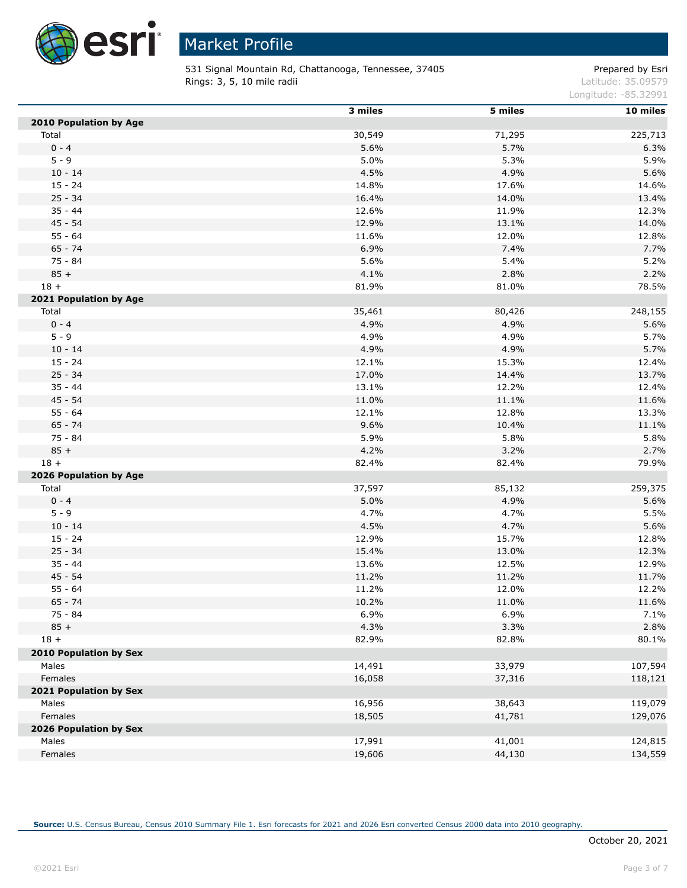# Market Profile

531 Signal Mountain Rd, Chattanooga, Tennessee, 37405
Rings: 3, 5, 10 mile radii

Prepared by Esri
Latitude: 35.09579
Longitude: -85.32991

| | 3 miles | 5 miles | 10 miles |
|---|---|---|---|
| **2010 Population by Age** | | | |
| Total | 30,549 | 71,295 | 225,713 |
| 0 - 4 | 5.6% | 5.7% | 6.3% |
| 5 - 9 | 5.0% | 5.3% | 5.9% |
| 10 - 14 | 4.5% | 4.9% | 5.6% |
| 15 - 24 | 14.8% | 17.6% | 14.6% |
| 25 - 34 | 16.4% | 14.0% | 13.4% |
| 35 - 44 | 12.6% | 11.9% | 12.3% |
| 45 - 54 | 12.9% | 13.1% | 14.0% |
| 55 - 64 | 11.6% | 12.0% | 12.8% |
| 65 - 74 | 6.9% | 7.4% | 7.7% |
| 75 - 84 | 5.6% | 5.4% | 5.2% |
| 85 + | 4.1% | 2.8% | 2.2% |
| 18 + | 81.9% | 81.0% | 78.5% |
| **2021 Population by Age** | | | |
| Total | 35,461 | 80,426 | 248,155 |
| 0 - 4 | 4.9% | 4.9% | 5.6% |
| 5 - 9 | 4.9% | 4.9% | 5.7% |
| 10 - 14 | 4.9% | 4.9% | 5.7% |
| 15 - 24 | 12.1% | 15.3% | 12.4% |
| 25 - 34 | 17.0% | 14.4% | 13.7% |
| 35 - 44 | 13.1% | 12.2% | 12.4% |
| 45 - 54 | 11.0% | 11.1% | 11.6% |
| 55 - 64 | 12.1% | 12.8% | 13.3% |
| 65 - 74 | 9.6% | 10.4% | 11.1% |
| 75 - 84 | 5.9% | 5.8% | 5.8% |
| 85 + | 4.2% | 3.2% | 2.7% |
| 18 + | 82.4% | 82.4% | 79.9% |
| **2026 Population by Age** | | | |
| Total | 37,597 | 85,132 | 259,375 |
| 0 - 4 | 5.0% | 4.9% | 5.6% |
| 5 - 9 | 4.7% | 4.7% | 5.5% |
| 10 - 14 | 4.5% | 4.7% | 5.6% |
| 15 - 24 | 12.9% | 15.7% | 12.8% |
| 25 - 34 | 15.4% | 13.0% | 12.3% |
| 35 - 44 | 13.6% | 12.5% | 12.9% |
| 45 - 54 | 11.2% | 11.2% | 11.7% |
| 55 - 64 | 11.2% | 12.0% | 12.2% |
| 65 - 74 | 10.2% | 11.0% | 11.6% |
| 75 - 84 | 6.9% | 6.9% | 7.1% |
| 85 + | 4.3% | 3.3% | 2.8% |
| 18 + | 82.9% | 82.8% | 80.1% |
| **2010 Population by Sex** | | | |
| Males | 14,491 | 33,979 | 107,594 |
| Females | 16,058 | 37,316 | 118,121 |
| **2021 Population by Sex** | | | |
| Males | 16,956 | 38,643 | 119,079 |
| Females | 18,505 | 41,781 | 129,076 |
| **2026 Population by Sex** | | | |
| Males | 17,991 | 41,001 | 124,815 |
| Females | 19,606 | 44,130 | 134,559 |

**Source:** U.S. Census Bureau, Census 2010 Summary File 1. Esri forecasts for 2021 and 2026 Esri converted Census 2000 data into 2010 geography.

October 20, 2021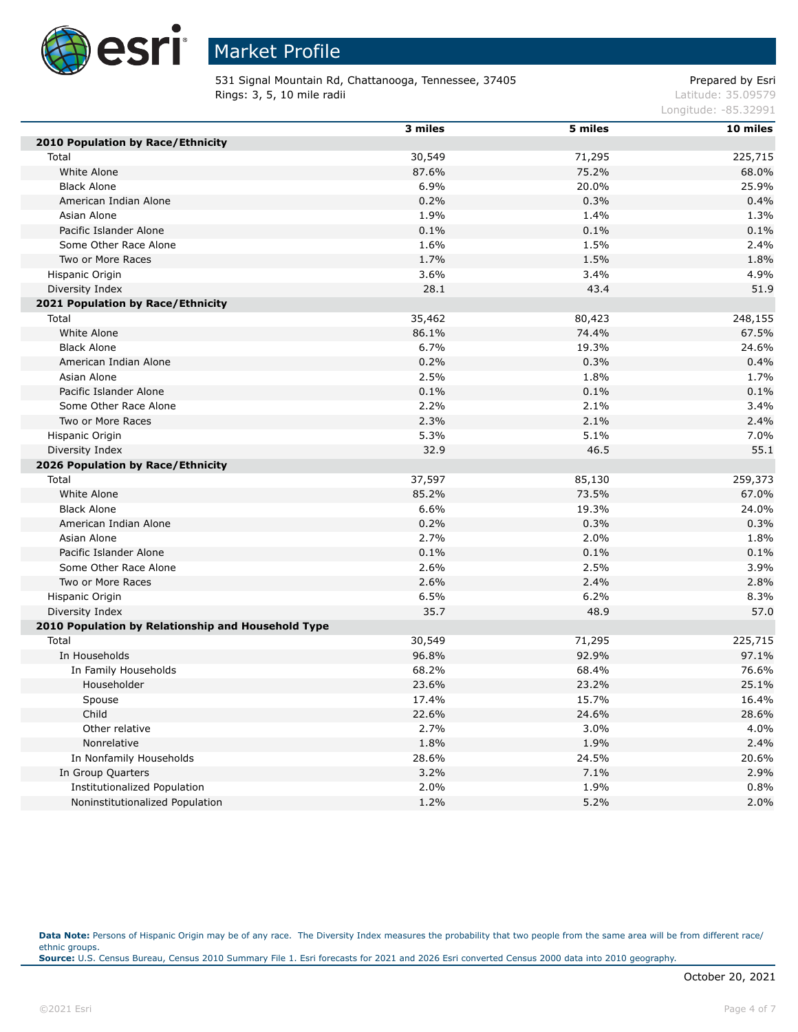# Market Profile

531 Signal Mountain Rd, Chattanooga, Tennessee, 37405
Rings: 3, 5, 10 mile radii

Prepared by Esri
Latitude: 35.09579
Longitude: -85.32991

| | 3 miles | 5 miles | 10 miles |
|---|---|---|---|
| **2010 Population by Race/Ethnicity** | | | |
| Total | 30,549 | 71,295 | 225,715 |
| White Alone | 87.6% | 75.2% | 68.0% |
| Black Alone | 6.9% | 20.0% | 25.9% |
| American Indian Alone | 0.2% | 0.3% | 0.4% |
| Asian Alone | 1.9% | 1.4% | 1.3% |
| Pacific Islander Alone | 0.1% | 0.1% | 0.1% |
| Some Other Race Alone | 1.6% | 1.5% | 2.4% |
| Two or More Races | 1.7% | 1.5% | 1.8% |
| Hispanic Origin | 3.6% | 3.4% | 4.9% |
| Diversity Index | 28.1 | 43.4 | 51.9 |
| **2021 Population by Race/Ethnicity** | | | |
| Total | 35,462 | 80,423 | 248,155 |
| White Alone | 86.1% | 74.4% | 67.5% |
| Black Alone | 6.7% | 19.3% | 24.6% |
| American Indian Alone | 0.2% | 0.3% | 0.4% |
| Asian Alone | 2.5% | 1.8% | 1.7% |
| Pacific Islander Alone | 0.1% | 0.1% | 0.1% |
| Some Other Race Alone | 2.2% | 2.1% | 3.4% |
| Two or More Races | 2.3% | 2.1% | 2.4% |
| Hispanic Origin | 5.3% | 5.1% | 7.0% |
| Diversity Index | 32.9 | 46.5 | 55.1 |
| **2026 Population by Race/Ethnicity** | | | |
| Total | 37,597 | 85,130 | 259,373 |
| White Alone | 85.2% | 73.5% | 67.0% |
| Black Alone | 6.6% | 19.3% | 24.0% |
| American Indian Alone | 0.2% | 0.3% | 0.3% |
| Asian Alone | 2.7% | 2.0% | 1.8% |
| Pacific Islander Alone | 0.1% | 0.1% | 0.1% |
| Some Other Race Alone | 2.6% | 2.5% | 3.9% |
| Two or More Races | 2.6% | 2.4% | 2.8% |
| Hispanic Origin | 6.5% | 6.2% | 8.3% |
| Diversity Index | 35.7 | 48.9 | 57.0 |
| **2010 Population by Relationship and Household Type** | | | |
| Total | 30,549 | 71,295 | 225,715 |
| In Households | 96.8% | 92.9% | 97.1% |
| In Family Households | 68.2% | 68.4% | 76.6% |
| Householder | 23.6% | 23.2% | 25.1% |
| Spouse | 17.4% | 15.7% | 16.4% |
| Child | 22.6% | 24.6% | 28.6% |
| Other relative | 2.7% | 3.0% | 4.0% |
| Nonrelative | 1.8% | 1.9% | 2.4% |
| In Nonfamily Households | 28.6% | 24.5% | 20.6% |
| In Group Quarters | 3.2% | 7.1% | 2.9% |
| Institutionalized Population | 2.0% | 1.9% | 0.8% |
| Noninstitutionalized Population | 1.2% | 5.2% | 2.0% |

**Data Note:** Persons of Hispanic Origin may be of any race. The Diversity Index measures the probability that two people from the same area will be from different race/ethnic groups.
**Source:** U.S. Census Bureau, Census 2010 Summary File 1. Esri forecasts for 2021 and 2026 Esri converted Census 2000 data into 2010 geography.

October 20, 2021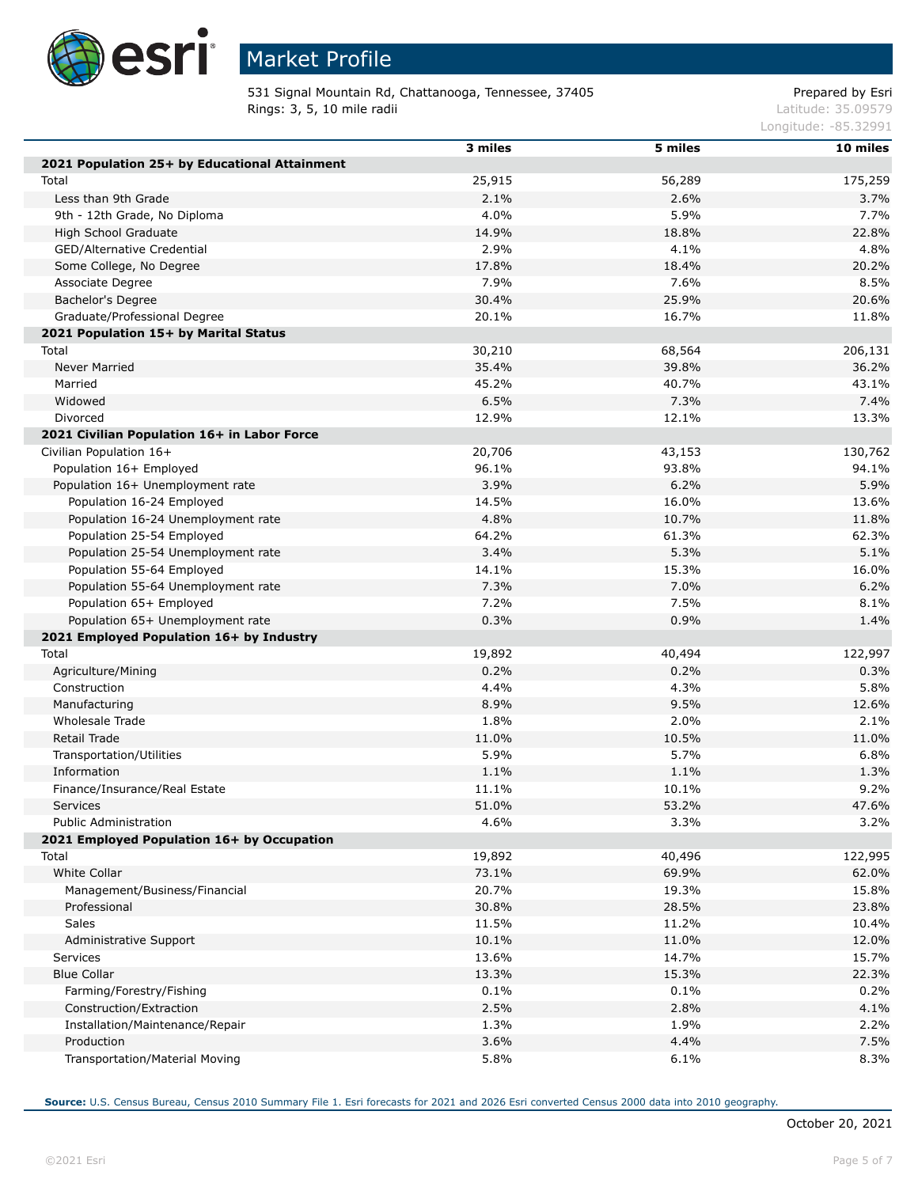# Market Profile

531 Signal Mountain Rd, Chattanooga, Tennessee, 37405
Rings: 3, 5, 10 mile radii

Prepared by Esri
Latitude: 35.09579
Longitude: -85.32991

| | 3 miles | 5 miles | 10 miles |
|---|---|---|---|
| **2021 Population 25+ by Educational Attainment** | | | |
| Total | 25,915 | 56,289 | 175,259 |
| Less than 9th Grade | 2.1% | 2.6% | 3.7% |
| 9th - 12th Grade, No Diploma | 4.0% | 5.9% | 7.7% |
| High School Graduate | 14.9% | 18.8% | 22.8% |
| GED/Alternative Credential | 2.9% | 4.1% | 4.8% |
| Some College, No Degree | 17.8% | 18.4% | 20.2% |
| Associate Degree | 7.9% | 7.6% | 8.5% |
| Bachelor's Degree | 30.4% | 25.9% | 20.6% |
| Graduate/Professional Degree | 20.1% | 16.7% | 11.8% |
| **2021 Population 15+ by Marital Status** | | | |
| Total | 30,210 | 68,564 | 206,131 |
| Never Married | 35.4% | 39.8% | 36.2% |
| Married | 45.2% | 40.7% | 43.1% |
| Widowed | 6.5% | 7.3% | 7.4% |
| Divorced | 12.9% | 12.1% | 13.3% |
| **2021 Civilian Population 16+ in Labor Force** | | | |
| Civilian Population 16+ | 20,706 | 43,153 | 130,762 |
| Population 16+ Employed | 96.1% | 93.8% | 94.1% |
| Population 16+ Unemployment rate | 3.9% | 6.2% | 5.9% |
| Population 16-24 Employed | 14.5% | 16.0% | 13.6% |
| Population 16-24 Unemployment rate | 4.8% | 10.7% | 11.8% |
| Population 25-54 Employed | 64.2% | 61.3% | 62.3% |
| Population 25-54 Unemployment rate | 3.4% | 5.3% | 5.1% |
| Population 55-64 Employed | 14.1% | 15.3% | 16.0% |
| Population 55-64 Unemployment rate | 7.3% | 7.0% | 6.2% |
| Population 65+ Employed | 7.2% | 7.5% | 8.1% |
| Population 65+ Unemployment rate | 0.3% | 0.9% | 1.4% |
| **2021 Employed Population 16+ by Industry** | | | |
| Total | 19,892 | 40,494 | 122,997 |
| Agriculture/Mining | 0.2% | 0.2% | 0.3% |
| Construction | 4.4% | 4.3% | 5.8% |
| Manufacturing | 8.9% | 9.5% | 12.6% |
| Wholesale Trade | 1.8% | 2.0% | 2.1% |
| Retail Trade | 11.0% | 10.5% | 11.0% |
| Transportation/Utilities | 5.9% | 5.7% | 6.8% |
| Information | 1.1% | 1.1% | 1.3% |
| Finance/Insurance/Real Estate | 11.1% | 10.1% | 9.2% |
| Services | 51.0% | 53.2% | 47.6% |
| Public Administration | 4.6% | 3.3% | 3.2% |
| **2021 Employed Population 16+ by Occupation** | | | |
| Total | 19,892 | 40,496 | 122,995 |
| White Collar | 73.1% | 69.9% | 62.0% |
| Management/Business/Financial | 20.7% | 19.3% | 15.8% |
| Professional | 30.8% | 28.5% | 23.8% |
| Sales | 11.5% | 11.2% | 10.4% |
| Administrative Support | 10.1% | 11.0% | 12.0% |
| Services | 13.6% | 14.7% | 15.7% |
| Blue Collar | 13.3% | 15.3% | 22.3% |
| Farming/Forestry/Fishing | 0.1% | 0.1% | 0.2% |
| Construction/Extraction | 2.5% | 2.8% | 4.1% |
| Installation/Maintenance/Repair | 1.3% | 1.9% | 2.2% |
| Production | 3.6% | 4.4% | 7.5% |
| Transportation/Material Moving | 5.8% | 6.1% | 8.3% |

**Source:** U.S. Census Bureau, Census 2010 Summary File 1. Esri forecasts for 2021 and 2026 Esri converted Census 2000 data into 2010 geography.

October 20, 2021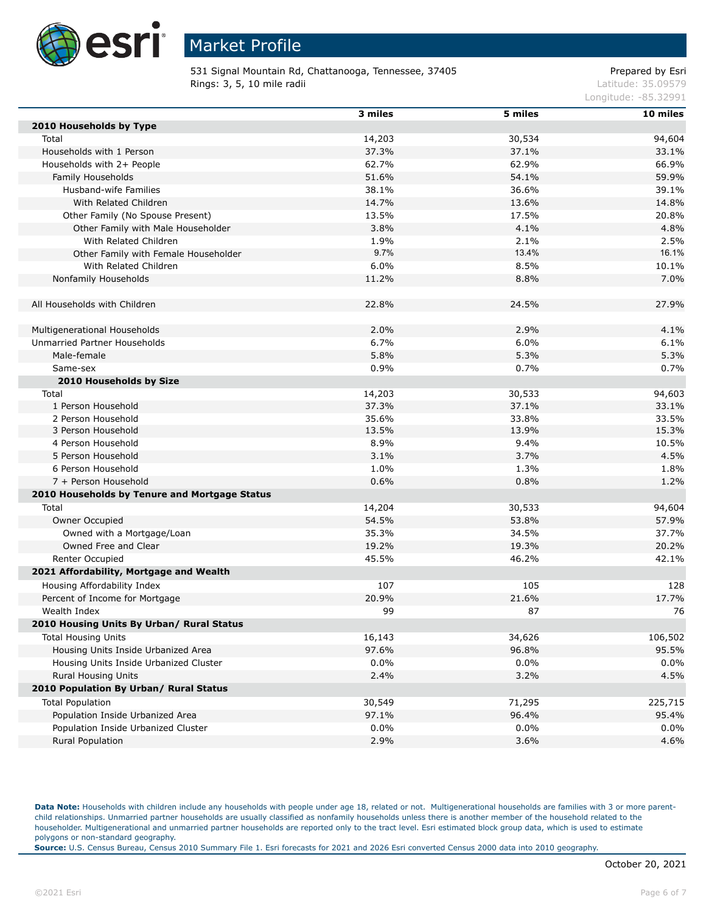# Market Profile

531 Signal Mountain Rd, Chattanooga, Tennessee, 37405
Rings: 3, 5, 10 mile radii

Prepared by Esri
Latitude: 35.09579
Longitude: -85.32991

| | 3 miles | 5 miles | 10 miles |
|---|---|---|---|
| **2010 Households by Type** | | | |
| Total | 14,203 | 30,534 | 94,604 |
| Households with 1 Person | 37.3% | 37.1% | 33.1% |
| Households with 2+ People | 62.7% | 62.9% | 66.9% |
| Family Households | 51.6% | 54.1% | 59.9% |
| Husband-wife Families | 38.1% | 36.6% | 39.1% |
| With Related Children | 14.7% | 13.6% | 14.8% |
| Other Family (No Spouse Present) | 13.5% | 17.5% | 20.8% |
| Other Family with Male Householder | 3.8% | 4.1% | 4.8% |
| With Related Children | 1.9% | 2.1% | 2.5% |
| Other Family with Female Householder | 9.7% | 13.4% | 16.1% |
| With Related Children | 6.0% | 8.5% | 10.1% |
| Nonfamily Households | 11.2% | 8.8% | 7.0% |
| | | | |
| All Households with Children | 22.8% | 24.5% | 27.9% |
| | | | |
| Multigenerational Households | 2.0% | 2.9% | 4.1% |
| Unmarried Partner Households | 6.7% | 6.0% | 6.1% |
| Male-female | 5.8% | 5.3% | 5.3% |
| Same-sex | 0.9% | 0.7% | 0.7% |
| **2010 Households by Size** | | | |
| Total | 14,203 | 30,533 | 94,603 |
| 1 Person Household | 37.3% | 37.1% | 33.1% |
| 2 Person Household | 35.6% | 33.8% | 33.5% |
| 3 Person Household | 13.5% | 13.9% | 15.3% |
| 4 Person Household | 8.9% | 9.4% | 10.5% |
| 5 Person Household | 3.1% | 3.7% | 4.5% |
| 6 Person Household | 1.0% | 1.3% | 1.8% |
| 7 + Person Household | 0.6% | 0.8% | 1.2% |
| **2010 Households by Tenure and Mortgage Status** | | | |
| Total | 14,204 | 30,533 | 94,604 |
| Owner Occupied | 54.5% | 53.8% | 57.9% |
| Owned with a Mortgage/Loan | 35.3% | 34.5% | 37.7% |
| Owned Free and Clear | 19.2% | 19.3% | 20.2% |
| Renter Occupied | 45.5% | 46.2% | 42.1% |
| **2021 Affordability, Mortgage and Wealth** | | | |
| Housing Affordability Index | 107 | 105 | 128 |
| Percent of Income for Mortgage | 20.9% | 21.6% | 17.7% |
| Wealth Index | 99 | 87 | 76 |
| **2010 Housing Units By Urban/ Rural Status** | | | |
| Total Housing Units | 16,143 | 34,626 | 106,502 |
| Housing Units Inside Urbanized Area | 97.6% | 96.8% | 95.5% |
| Housing Units Inside Urbanized Cluster | 0.0% | 0.0% | 0.0% |
| Rural Housing Units | 2.4% | 3.2% | 4.5% |
| **2010 Population By Urban/ Rural Status** | | | |
| Total Population | 30,549 | 71,295 | 225,715 |
| Population Inside Urbanized Area | 97.1% | 96.4% | 95.4% |
| Population Inside Urbanized Cluster | 0.0% | 0.0% | 0.0% |
| Rural Population | 2.9% | 3.6% | 4.6% |

**Data Note:** Households with children include any households with people under age 18, related or not. Multigenerational households are families with 3 or more parent-child relationships. Unmarried partner households are usually classified as nonfamily households unless there is another member of the household related to the householder. Multigenerational and unmarried partner households are reported only to the tract level. Esri estimated block group data, which is used to estimate polygons or non-standard geography.
**Source:** U.S. Census Bureau, Census 2010 Summary File 1. Esri forecasts for 2021 and 2026 Esri converted Census 2000 data into 2010 geography.

October 20, 2021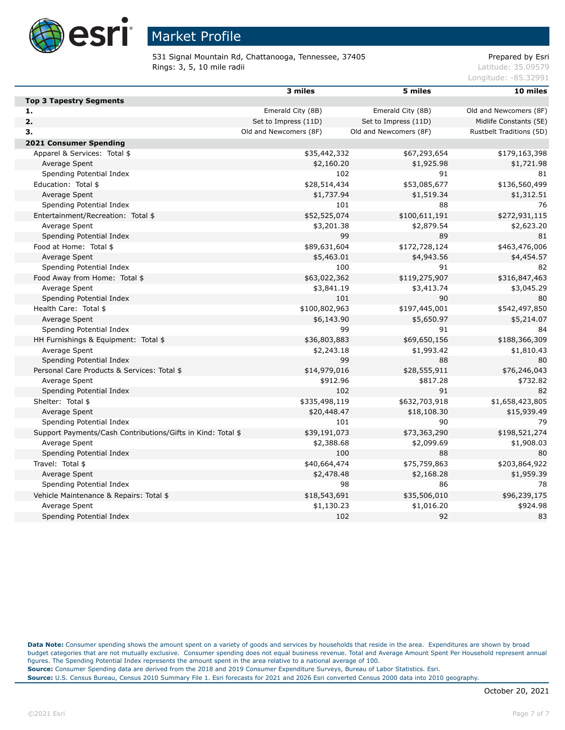# Market Profile

531 Signal Mountain Rd, Chattanooga, Tennessee, 37405
Rings: 3, 5, 10 mile radii

Prepared by Esri
Latitude: 35.09579
Longitude: -85.32991

| | 3 miles | 5 miles | 10 miles |
|---|---|---|---|
| **Top 3 Tapestry Segments** | | | |
| **1.** | Emerald City (8B) | Emerald City (8B) | Old and Newcomers (8F) |
| **2.** | Set to Impress (11D) | Set to Impress (11D) | Midlife Constants (5E) |
| **3.** | Old and Newcomers (8F) | Old and Newcomers (8F) | Rustbelt Traditions (5D) |
| **2021 Consumer Spending** | | | |
| Apparel & Services: Total $ | $35,442,332 | $67,293,654 | $179,163,398 |
| Average Spent | $2,160.20 | $1,925.98 | $1,721.98 |
| Spending Potential Index | 102 | 91 | 81 |
| Education: Total $ | $28,514,434 | $53,085,677 | $136,560,499 |
| Average Spent | $1,737.94 | $1,519.34 | $1,312.51 |
| Spending Potential Index | 101 | 88 | 76 |
| Entertainment/Recreation: Total $ | $52,525,074 | $100,611,191 | $272,931,115 |
| Average Spent | $3,201.38 | $2,879.54 | $2,623.20 |
| Spending Potential Index | 99 | 89 | 81 |
| Food at Home: Total $ | $89,631,604 | $172,728,124 | $463,476,006 |
| Average Spent | $5,463.01 | $4,943.56 | $4,454.57 |
| Spending Potential Index | 100 | 91 | 82 |
| Food Away from Home: Total $ | $63,022,362 | $119,275,907 | $316,847,463 |
| Average Spent | $3,841.19 | $3,413.74 | $3,045.29 |
| Spending Potential Index | 101 | 90 | 80 |
| Health Care: Total $ | $100,802,963 | $197,445,001 | $542,497,850 |
| Average Spent | $6,143.90 | $5,650.97 | $5,214.07 |
| Spending Potential Index | 99 | 91 | 84 |
| HH Furnishings & Equipment: Total $ | $36,803,883 | $69,650,156 | $188,366,309 |
| Average Spent | $2,243.18 | $1,993.42 | $1,810.43 |
| Spending Potential Index | 99 | 88 | 80 |
| Personal Care Products & Services: Total $ | $14,979,016 | $28,555,911 | $76,246,043 |
| Average Spent | $912.96 | $817.28 | $732.82 |
| Spending Potential Index | 102 | 91 | 82 |
| Shelter: Total $ | $335,498,119 | $632,703,918 | $1,658,423,805 |
| Average Spent | $20,448.47 | $18,108.30 | $15,939.49 |
| Spending Potential Index | 101 | 90 | 79 |
| Support Payments/Cash Contributions/Gifts in Kind: Total $ | $39,191,073 | $73,363,290 | $198,521,274 |
| Average Spent | $2,388.68 | $2,099.69 | $1,908.03 |
| Spending Potential Index | 100 | 88 | 80 |
| Travel: Total $ | $40,664,474 | $75,759,863 | $203,864,922 |
| Average Spent | $2,478.48 | $2,168.28 | $1,959.39 |
| Spending Potential Index | 98 | 86 | 78 |
| Vehicle Maintenance & Repairs: Total $ | $18,543,691 | $35,506,010 | $96,239,175 |
| Average Spent | $1,130.23 | $1,016.20 | $924.98 |
| Spending Potential Index | 102 | 92 | 83 |

**Data Note:** Consumer spending shows the amount spent on a variety of goods and services by households that reside in the area. Expenditures are shown by broad budget categories that are not mutually exclusive. Consumer spending does not equal business revenue. Total and Average Amount Spent Per Household represent annual figures. The Spending Potential Index represents the amount spent in the area relative to a national average of 100.
**Source:** Consumer Spending data are derived from the 2018 and 2019 Consumer Expenditure Surveys, Bureau of Labor Statistics. Esri.
**Source:** U.S. Census Bureau, Census 2010 Summary File 1. Esri forecasts for 2021 and 2026 Esri converted Census 2000 data into 2010 geography.

October 20, 2021